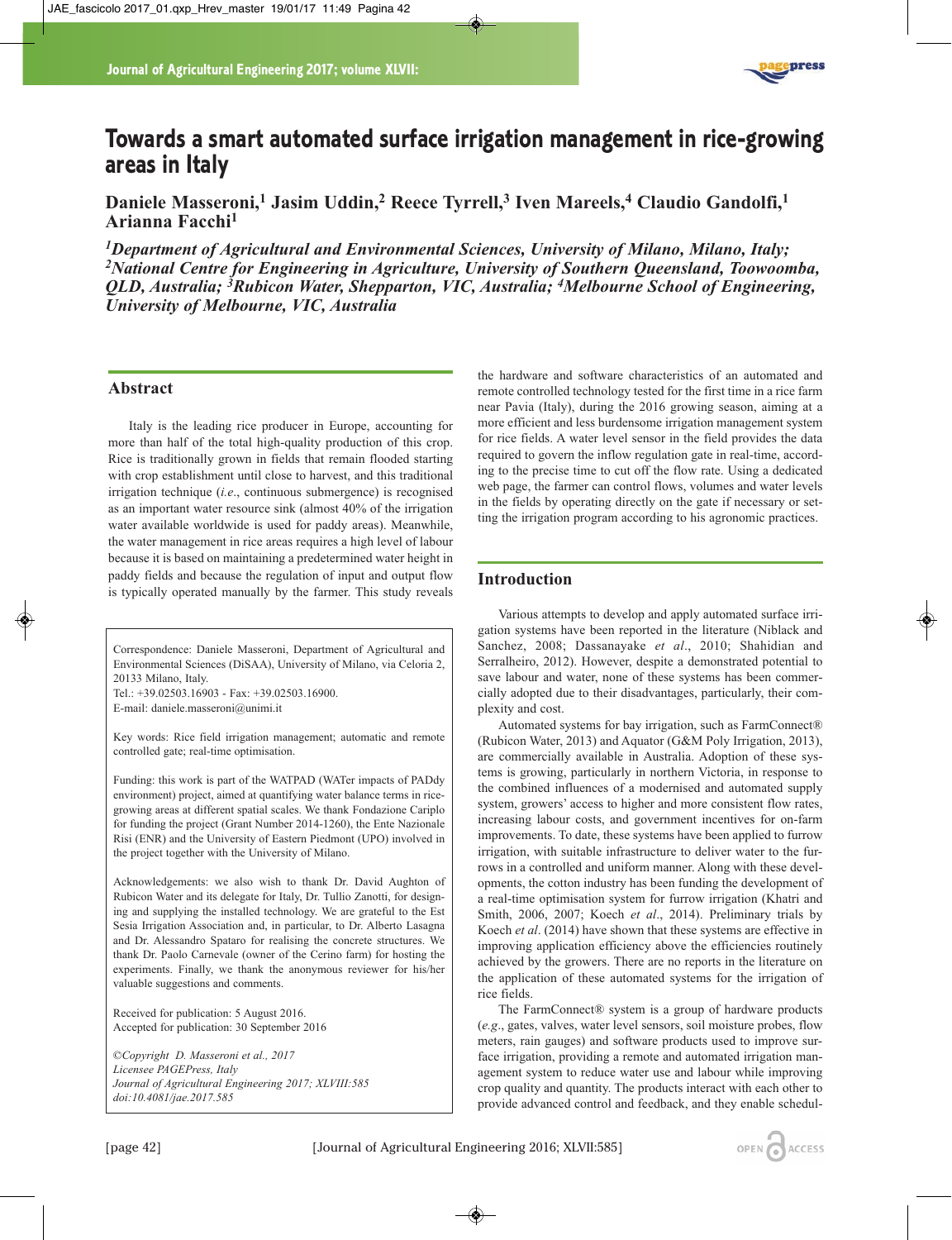# Towards a smart automated surface irrigation management in rice-growing areas in Italy

**Daniele Masseroni,[1] Jasim Uddin,[2] Reece Tyrrell,[3] Iven Mareels,[4] Claudio Gandolfi,[1] Arianna Facchi[1]**

*[1]Department of Agricultural and Environmental Sciences, University of Milano, Milano, Italy; [2]National Centre for Engineering in Agriculture, University of Southern Queensland, Toowoomba, QLD, Australia; [3]Rubicon Water, Shepparton, VIC, Australia; [4]Melbourne School of Engineering, University of Melbourne, VIC, Australia*

## Abstract

Italy is the leading rice producer in Europe, accounting for more than half of the total high-quality production of this crop. Rice is traditionally grown in fields that remain flooded starting with crop establishment until close to harvest, and this traditional irrigation technique (*i.e.*, continuous submergence) is recognised as an important water resource sink (almost 40% of the irrigation water available worldwide is used for paddy areas). Meanwhile, the water management in rice areas requires a high level of labour because it is based on maintaining a predetermined water height in paddy fields and because the regulation of input and output flow is typically operated manually by the farmer. This study reveals the hardware and software characteristics of an automated and remote controlled technology tested for the first time in a rice farm near Pavia (Italy), during the 2016 growing season, aiming at a more efficient and less burdensome irrigation management system for rice fields. A water level sensor in the field provides the data required to govern the inflow regulation gate in real-time, according to the precise time to cut off the flow rate. Using a dedicated web page, the farmer can control flows, volumes and water levels in the fields by operating directly on the gate if necessary or setting the irrigation program according to his agronomic practices.

Correspondence: Daniele Masseroni, Department of Agricultural and Environmental Sciences (DiSAA), University of Milano, via Celoria 2, 20133 Milano, Italy.
Tel.: +39.02503.16903 - Fax: +39.02503.16900.
E-mail: daniele.masseroni@unimi.it

Key words: Rice field irrigation management; automatic and remote controlled gate; real-time optimisation.

Funding: this work is part of the WATPAD (WATer impacts of PADdy environment) project, aimed at quantifying water balance terms in rice-growing areas at different spatial scales. We thank Fondazione Cariplo for funding the project (Grant Number 2014-1260), the Ente Nazionale Risi (ENR) and the University of Eastern Piedmont (UPO) involved in the project together with the University of Milano.

Acknowledgements: we also wish to thank Dr. David Aughton of Rubicon Water and its delegate for Italy, Dr. Tullio Zanotti, for designing and supplying the installed technology. We are grateful to the Est Sesia Irrigation Association and, in particular, to Dr. Alberto Lasagna and Dr. Alessandro Spataro for realising the concrete structures. We thank Dr. Paolo Carnevale (owner of the Cerino farm) for hosting the experiments. Finally, we thank the anonymous reviewer for his/her valuable suggestions and comments.

Received for publication: 5 August 2016.
Accepted for publication: 30 September 2016

*©Copyright D. Masseroni et al., 2017*
*Licensee PAGEPress, Italy*
*Journal of Agricultural Engineering 2017; XLVIII:585*
*doi:10.4081/jae.2017.585*

## Introduction

Various attempts to develop and apply automated surface irrigation systems have been reported in the literature (Niblack and Sanchez, 2008; Dassanayake *et al*., 2010; Shahidian and Serralheiro, 2012). However, despite a demonstrated potential to save labour and water, none of these systems has been commercially adopted due to their disadvantages, particularly, their complexity and cost.

Automated systems for bay irrigation, such as FarmConnect® (Rubicon Water, 2013) and Aquator (G&M Poly Irrigation, 2013), are commercially available in Australia. Adoption of these systems is growing, particularly in northern Victoria, in response to the combined influences of a modernised and automated supply system, growers' access to higher and more consistent flow rates, increasing labour costs, and government incentives for on-farm improvements. To date, these systems have been applied to furrow irrigation, with suitable infrastructure to deliver water to the furrows in a controlled and uniform manner. Along with these developments, the cotton industry has been funding the development of a real-time optimisation system for furrow irrigation (Khatri and Smith, 2006, 2007; Koech *et al*., 2014). Preliminary trials by Koech *et al*. (2014) have shown that these systems are effective in improving application efficiency above the efficiencies routinely achieved by the growers. There are no reports in the literature on the application of these automated systems for the irrigation of rice fields.

The FarmConnect® system is a group of hardware products (*e.g.*, gates, valves, water level sensors, soil moisture probes, flow meters, rain gauges) and software products used to improve surface irrigation, providing a remote and automated irrigation management system to reduce water use and labour while improving crop quality and quantity. The products interact with each other to provide advanced control and feedback, and they enable schedul-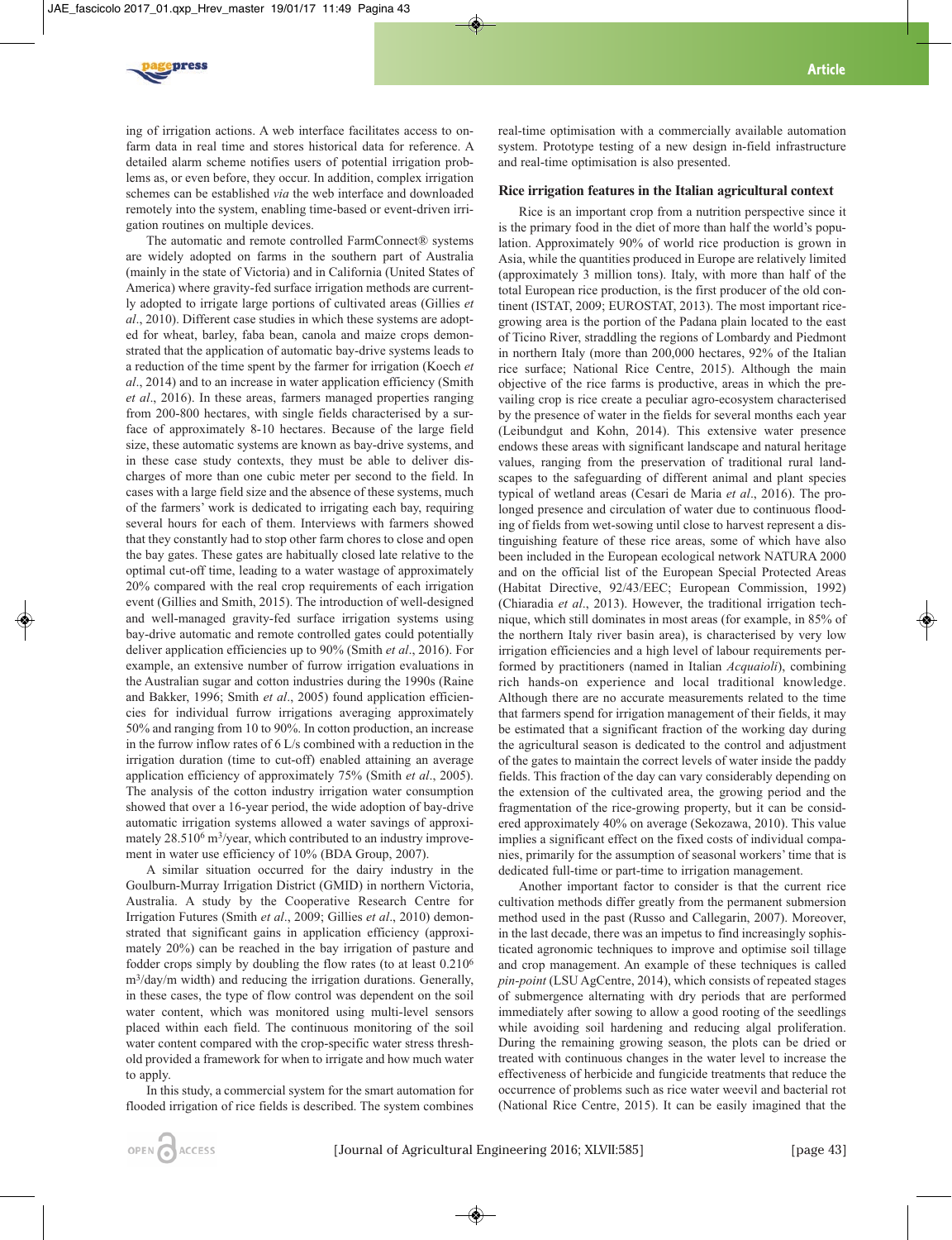ing of irrigation actions. A web interface facilitates access to on-farm data in real time and stores historical data for reference. A detailed alarm scheme notifies users of potential irrigation problems as, or even before, they occur. In addition, complex irrigation schemes can be established *via* the web interface and downloaded remotely into the system, enabling time-based or event-driven irrigation routines on multiple devices.

The automatic and remote controlled FarmConnect® systems are widely adopted on farms in the southern part of Australia (mainly in the state of Victoria) and in California (United States of America) where gravity-fed surface irrigation methods are currently adopted to irrigate large portions of cultivated areas (Gillies *et al*., 2010). Different case studies in which these systems are adopted for wheat, barley, faba bean, canola and maize crops demonstrated that the application of automatic bay-drive systems leads to a reduction of the time spent by the farmer for irrigation (Koech *et al*., 2014) and to an increase in water application efficiency (Smith *et al*., 2016). In these areas, farmers managed properties ranging from 200-800 hectares, with single fields characterised by a surface of approximately 8-10 hectares. Because of the large field size, these automatic systems are known as bay-drive systems, and in these case study contexts, they must be able to deliver discharges of more than one cubic meter per second to the field. In cases with a large field size and the absence of these systems, much of the farmers' work is dedicated to irrigating each bay, requiring several hours for each of them. Interviews with farmers showed that they constantly had to stop other farm chores to close and open the bay gates. These gates are habitually closed late relative to the optimal cut-off time, leading to a water wastage of approximately 20% compared with the real crop requirements of each irrigation event (Gillies and Smith, 2015). The introduction of well-designed and well-managed gravity-fed surface irrigation systems using bay-drive automatic and remote controlled gates could potentially deliver application efficiencies up to 90% (Smith *et al*., 2016). For example, an extensive number of furrow irrigation evaluations in the Australian sugar and cotton industries during the 1990s (Raine and Bakker, 1996; Smith *et al*., 2005) found application efficiencies for individual furrow irrigations averaging approximately 50% and ranging from 10 to 90%. In cotton production, an increase in the furrow inflow rates of 6 L/s combined with a reduction in the irrigation duration (time to cut-off) enabled attaining an average application efficiency of approximately 75% (Smith *et al*., 2005). The analysis of the cotton industry irrigation water consumption showed that over a 16-year period, the wide adoption of bay-drive automatic irrigation systems allowed a water savings of approximately $28.5 10^6$ m$^3$/year, which contributed to an industry improvement in water use efficiency of 10% (BDA Group, 2007).

A similar situation occurred for the dairy industry in the Goulburn-Murray Irrigation District (GMID) in northern Victoria, Australia. A study by the Cooperative Research Centre for Irrigation Futures (Smith *et al*., 2009; Gillies *et al*., 2010) demonstrated that significant gains in application efficiency (approximately 20%) can be reached in the bay irrigation of pasture and fodder crops simply by doubling the flow rates (to at least $0.2 10^6$ m$^3$/day/m width) and reducing the irrigation durations. Generally, in these cases, the type of flow control was dependent on the soil water content, which was monitored using multi-level sensors placed within each field. The continuous monitoring of the soil water content compared with the crop-specific water stress threshold provided a framework for when to irrigate and how much water to apply.

In this study, a commercial system for the smart automation for flooded irrigation of rice fields is described. The system combines real-time optimisation with a commercially available automation system. Prototype testing of a new design in-field infrastructure and real-time optimisation is also presented.

## Rice irrigation features in the Italian agricultural context

Rice is an important crop from a nutrition perspective since it is the primary food in the diet of more than half the world's population. Approximately 90% of world rice production is grown in Asia, while the quantities produced in Europe are relatively limited (approximately 3 million tons). Italy, with more than half of the total European rice production, is the first producer of the old continent (ISTAT, 2009; EUROSTAT, 2013). The most important rice-growing area is the portion of the Padana plain located to the east of Ticino River, straddling the regions of Lombardy and Piedmont in northern Italy (more than 200,000 hectares, 92% of the Italian rice surface; National Rice Centre, 2015). Although the main objective of the rice farms is productive, areas in which the prevailing crop is rice create a peculiar agro-ecosystem characterised by the presence of water in the fields for several months each year (Leibundgut and Kohn, 2014). This extensive water presence endows these areas with significant landscape and natural heritage values, ranging from the preservation of traditional rural landscapes to the safeguarding of different animal and plant species typical of wetland areas (Cesari de Maria *et al*., 2016). The prolonged presence and circulation of water due to continuous flooding of fields from wet-sowing until close to harvest represent a distinguishing feature of these rice areas, some of which have also been included in the European ecological network NATURA 2000 and on the official list of the European Special Protected Areas (Habitat Directive, 92/43/EEC; European Commission, 1992) (Chiaradia *et al*., 2013). However, the traditional irrigation technique, which still dominates in most areas (for example, in 85% of the northern Italy river basin area), is characterised by very low irrigation efficiencies and a high level of labour requirements performed by practitioners (named in Italian *Acquaioli*), combining rich hands-on experience and local traditional knowledge. Although there are no accurate measurements related to the time that farmers spend for irrigation management of their fields, it may be estimated that a significant fraction of the working day during the agricultural season is dedicated to the control and adjustment of the gates to maintain the correct levels of water inside the paddy fields. This fraction of the day can vary considerably depending on the extension of the cultivated area, the growing period and the fragmentation of the rice-growing property, but it can be considered approximately 40% on average (Sekozawa, 2010). This value implies a significant effect on the fixed costs of individual companies, primarily for the assumption of seasonal workers' time that is dedicated full-time or part-time to irrigation management.

Another important factor to consider is that the current rice cultivation methods differ greatly from the permanent submersion method used in the past (Russo and Callegarin, 2007). Moreover, in the last decade, there was an impetus to find increasingly sophisticated agronomic techniques to improve and optimise soil tillage and crop management. An example of these techniques is called *pin-point* (LSU AgCentre, 2014), which consists of repeated stages of submergence alternating with dry periods that are performed immediately after sowing to allow a good rooting of the seedlings while avoiding soil hardening and reducing algal proliferation. During the remaining growing season, the plots can be dried or treated with continuous changes in the water level to increase the effectiveness of herbicide and fungicide treatments that reduce the occurrence of problems such as rice water weevil and bacterial rot (National Rice Centre, 2015). It can be easily imagined that the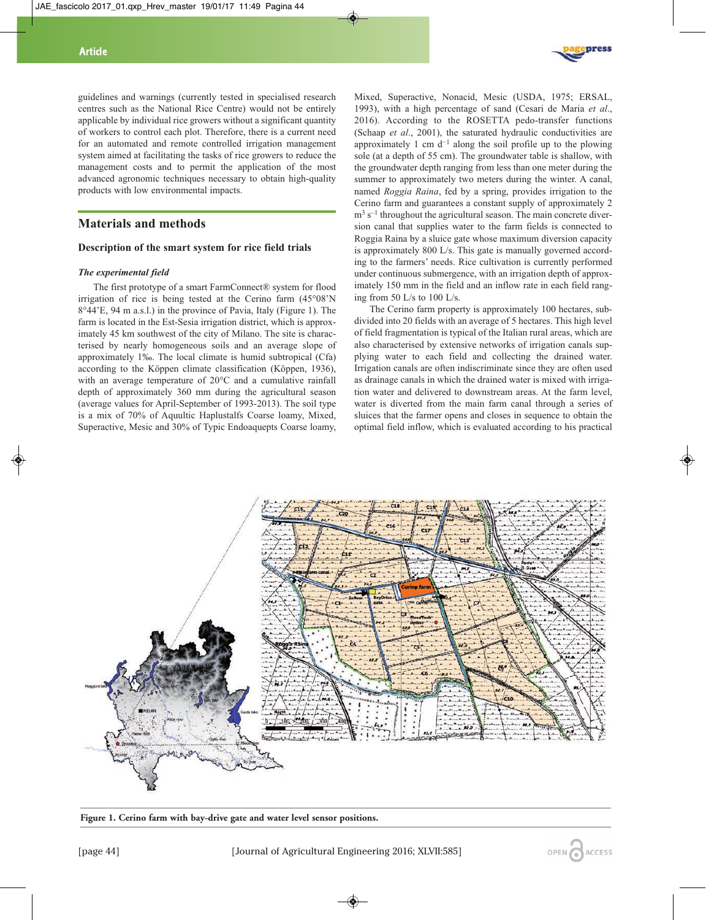guidelines and warnings (currently tested in specialised research centres such as the National Rice Centre) would not be entirely applicable by individual rice growers without a significant quantity of workers to control each plot. Therefore, there is a current need for an automated and remote controlled irrigation management system aimed at facilitating the tasks of rice growers to reduce the management costs and to permit the application of the most advanced agronomic techniques necessary to obtain high-quality products with low environmental impacts.

## Materials and methods

### Description of the smart system for rice field trials

#### *The experimental field*

The first prototype of a smart FarmConnect® system for flood irrigation of rice is being tested at the Cerino farm (45°08'N 8°44'E, 94 m a.s.l.) in the province of Pavia, Italy (Figure 1). The farm is located in the Est-Sesia irrigation district, which is approximately 45 km southwest of the city of Milano. The site is characterised by nearly homogeneous soils and an average slope of approximately 1‰. The local climate is humid subtropical (Cfa) according to the Köppen climate classification (Köppen, 1936), with an average temperature of 20°C and a cumulative rainfall depth of approximately 360 mm during the agricultural season (average values for April-September of 1993-2013). The soil type is a mix of 70% of Aqualtic Haplustalfs Coarse loamy, Mixed, Superactive, Mesic and 30% of Typic Endoaquepts Coarse loamy, Mixed, Superactive, Nonacid, Mesic (USDA, 1975; ERSAL, 1993), with a high percentage of sand (Cesari de Maria *et al*., 2016). According to the ROSETTA pedo-transfer functions (Schaap *et al*., 2001), the saturated hydraulic conductivities are approximately 1 cm $d^{-1}$ along the soil profile up to the plowing sole (at a depth of 55 cm). The groundwater table is shallow, with the groundwater depth ranging from less than one meter during the summer to approximately two meters during the winter. A canal, named *Roggia Raina*, fed by a spring, provides irrigation to the Cerino farm and guarantees a constant supply of approximately 2 $m^3 s^{-1}$ throughout the agricultural season. The main concrete diversion canal that supplies water to the farm fields is connected to Roggia Raina by a sluice gate whose maximum diversion capacity is approximately 800 L/s. This gate is manually governed according to the farmers' needs. Rice cultivation is currently performed under continuous submergence, with an irrigation depth of approximately 150 mm in the field and an inflow rate in each field ranging from 50 L/s to 100 L/s.

The Cerino farm property is approximately 100 hectares, subdivided into 20 fields with an average of 5 hectares. This high level of field fragmentation is typical of the Italian rural areas, which are also characterised by extensive networks of irrigation canals supplying water to each field and collecting the drained water. Irrigation canals are often indiscriminate since they are often used as drainage canals in which the drained water is mixed with irrigation water and delivered to downstream areas. At the farm level, water is diverted from the main farm canal through a series of sluices that the farmer opens and closes in sequence to obtain the optimal field inflow, which is evaluated according to his practical

**Figure 1. Cerino farm with bay-drive gate and water level sensor positions.**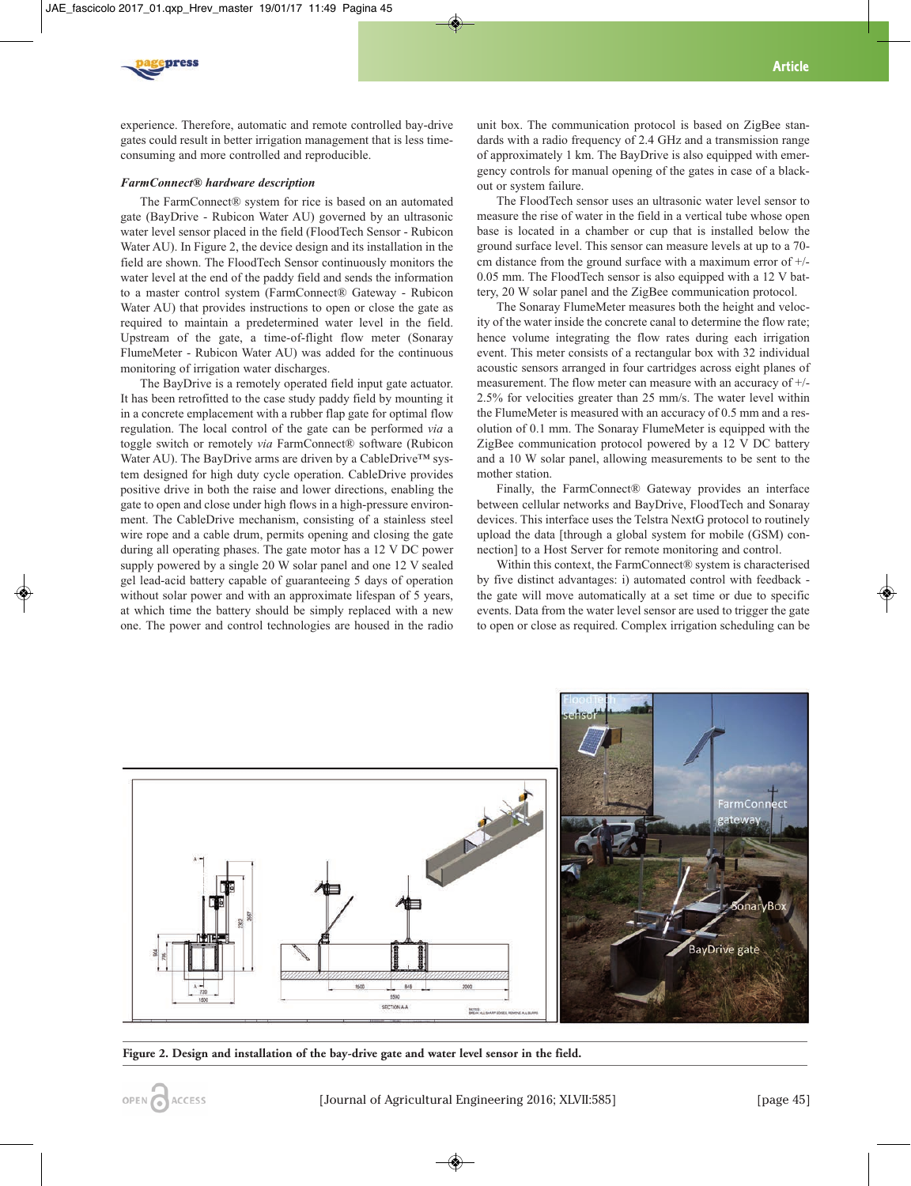experience. Therefore, automatic and remote controlled bay-drive gates could result in better irrigation management that is less time-consuming and more controlled and reproducible.

### *FarmConnect® hardware description*

The FarmConnect® system for rice is based on an automated gate (BayDrive - Rubicon Water AU) governed by an ultrasonic water level sensor placed in the field (FloodTech Sensor - Rubicon Water AU). In Figure 2, the device design and its installation in the field are shown. The FloodTech Sensor continuously monitors the water level at the end of the paddy field and sends the information to a master control system (FarmConnect® Gateway - Rubicon Water AU) that provides instructions to open or close the gate as required to maintain a predetermined water level in the field. Upstream of the gate, a time-of-flight flow meter (Sonaray FlumeMeter - Rubicon Water AU) was added for the continuous monitoring of irrigation water discharges.

The BayDrive is a remotely operated field input gate actuator. It has been retrofitted to the case study paddy field by mounting it in a concrete emplacement with a rubber flap gate for optimal flow regulation. The local control of the gate can be performed *via* a toggle switch or remotely *via* FarmConnect® software (Rubicon Water AU). The BayDrive arms are driven by a CableDrive™ system designed for high duty cycle operation. CableDrive provides positive drive in both the raise and lower directions, enabling the gate to open and close under high flows in a high-pressure environment. The CableDrive mechanism, consisting of a stainless steel wire rope and a cable drum, permits opening and closing the gate during all operating phases. The gate motor has a 12 V DC power supply powered by a single 20 W solar panel and one 12 V sealed gel lead-acid battery capable of guaranteeing 5 days of operation without solar power and with an approximate lifespan of 5 years, at which time the battery should be simply replaced with a new one. The power and control technologies are housed in the radio unit box. The communication protocol is based on ZigBee standards with a radio frequency of 2.4 GHz and a transmission range of approximately 1 km. The BayDrive is also equipped with emergency controls for manual opening of the gates in case of a blackout or system failure.

The FloodTech sensor uses an ultrasonic water level sensor to measure the rise of water in the field in a vertical tube whose open base is located in a chamber or cup that is installed below the ground surface level. This sensor can measure levels at up to a 70-cm distance from the ground surface with a maximum error of +/- 0.05 mm. The FloodTech sensor is also equipped with a 12 V battery, 20 W solar panel and the ZigBee communication protocol.

The Sonaray FlumeMeter measures both the height and velocity of the water inside the concrete canal to determine the flow rate; hence volume integrating the flow rates during each irrigation event. This meter consists of a rectangular box with 32 individual acoustic sensors arranged in four cartridges across eight planes of measurement. The flow meter can measure with an accuracy of +/- 2.5% for velocities greater than 25 mm/s. The water level within the FlumeMeter is measured with an accuracy of 0.5 mm and a resolution of 0.1 mm. The Sonaray FlumeMeter is equipped with the ZigBee communication protocol powered by a 12 V DC battery and a 10 W solar panel, allowing measurements to be sent to the mother station.

Finally, the FarmConnect® Gateway provides an interface between cellular networks and BayDrive, FloodTech and Sonaray devices. This interface uses the Telstra NextG protocol to routinely upload the data [through a global system for mobile (GSM) connection] to a Host Server for remote monitoring and control.

Within this context, the FarmConnect® system is characterised by five distinct advantages: i) automated control with feedback - the gate will move automatically at a set time or due to specific events. Data from the water level sensor are used to trigger the gate to open or close as required. Complex irrigation scheduling can be

**Figure 2. Design and installation of the bay-drive gate and water level sensor in the field.**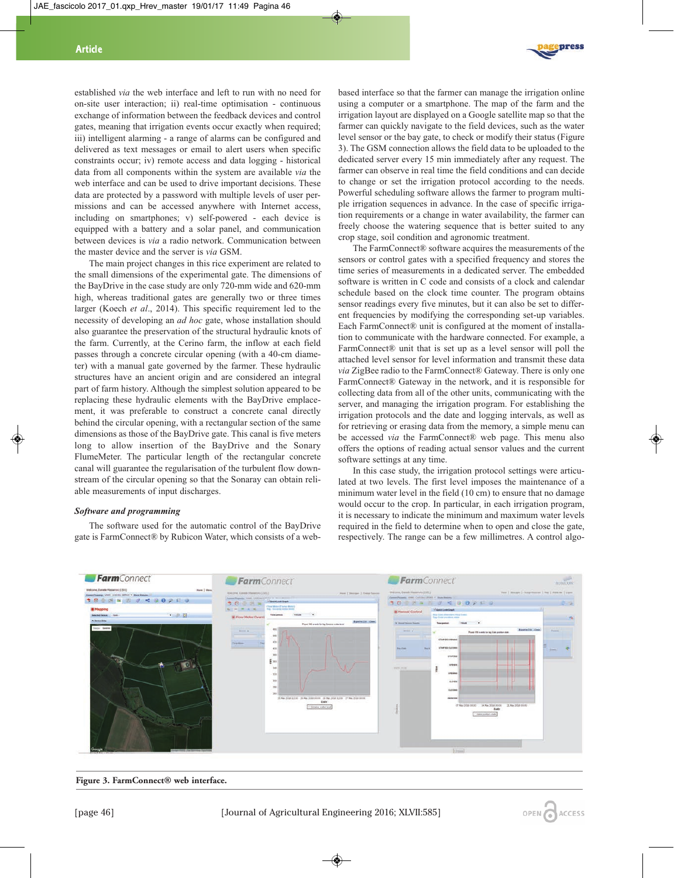established *via* the web interface and left to run with no need for on-site user interaction; ii) real-time optimisation - continuous exchange of information between the feedback devices and control gates, meaning that irrigation events occur exactly when required; iii) intelligent alarming - a range of alarms can be configured and delivered as text messages or email to alert users when specific constraints occur; iv) remote access and data logging - historical data from all components within the system are available *via* the web interface and can be used to drive important decisions. These data are protected by a password with multiple levels of user permissions and can be accessed anywhere with Internet access, including on smartphones; v) self-powered - each device is equipped with a battery and a solar panel, and communication between devices is *via* a radio network. Communication between the master device and the server is *via* GSM.

The main project changes in this rice experiment are related to the small dimensions of the experimental gate. The dimensions of the BayDrive in the case study are only 720-mm wide and 620-mm high, whereas traditional gates are generally two or three times larger (Koech *et al.*, 2014). This specific requirement led to the necessity of developing an *ad hoc* gate, whose installation should also guarantee the preservation of the structural hydraulic knots of the farm. Currently, at the Cerino farm, the inflow at each field passes through a concrete circular opening (with a 40-cm diameter) with a manual gate governed by the farmer. These hydraulic structures have an ancient origin and are considered an integral part of farm history. Although the simplest solution appeared to be replacing these hydraulic elements with the BayDrive emplacement, it was preferable to construct a concrete canal directly behind the circular opening, with a rectangular section of the same dimensions as those of the BayDrive gate. This canal is five meters long to allow insertion of the BayDrive and the Sonaray FlumeMeter. The particular length of the rectangular concrete canal will guarantee the regularisation of the turbulent flow downstream of the circular opening so that the Sonaray can obtain reliable measurements of input discharges.

### *Software and programming*

The software used for the automatic control of the BayDrive gate is FarmConnect® by Rubicon Water, which consists of a web-based interface so that the farmer can manage the irrigation online using a computer or a smartphone. The map of the farm and the irrigation layout are displayed on a Google satellite map so that the farmer can quickly navigate to the field devices, such as the water level sensor or the bay gate, to check or modify their status (Figure 3). The GSM connection allows the field data to be uploaded to the dedicated server every 15 min immediately after any request. The farmer can observe in real time the field conditions and can decide to change or set the irrigation protocol according to the needs. Powerful scheduling software allows the farmer to program multiple irrigation sequences in advance. In the case of specific irrigation requirements or a change in water availability, the farmer can freely choose the watering sequence that is better suited to any crop stage, soil condition and agronomic treatment.

The FarmConnect® software acquires the measurements of the sensors or control gates with a specified frequency and stores the time series of measurements in a dedicated server. The embedded software is written in C code and consists of a clock and calendar schedule based on the clock time counter. The program obtains sensor readings every five minutes, but it can also be set to different frequencies by modifying the corresponding set-up variables. Each FarmConnect® unit is configured at the moment of installation to communicate with the hardware connected. For example, a FarmConnect® unit that is set up as a level sensor will poll the attached level sensor for level information and transmit these data *via* ZigBee radio to the FarmConnect® Gateway. There is only one FarmConnect® Gateway in the network, and it is responsible for collecting data from all of the other units, communicating with the server, and managing the irrigation program. For establishing the irrigation protocols and the date and logging intervals, as well as for retrieving or erasing data from the memory, a simple menu can be accessed *via* the FarmConnect® web page. This menu also offers the options of reading actual sensor values and the current software settings at any time.

In this case study, the irrigation protocol settings were articulated at two levels. The first level imposes the maintenance of a minimum water level in the field (10 cm) to ensure that no damage would occur to the crop. In particular, in each irrigation program, it is necessary to indicate the minimum and maximum water levels required in the field to determine when to open and close the gate, respectively. The range can be a few millimetres. A control algo-

**Figure 3. FarmConnect® web interface.**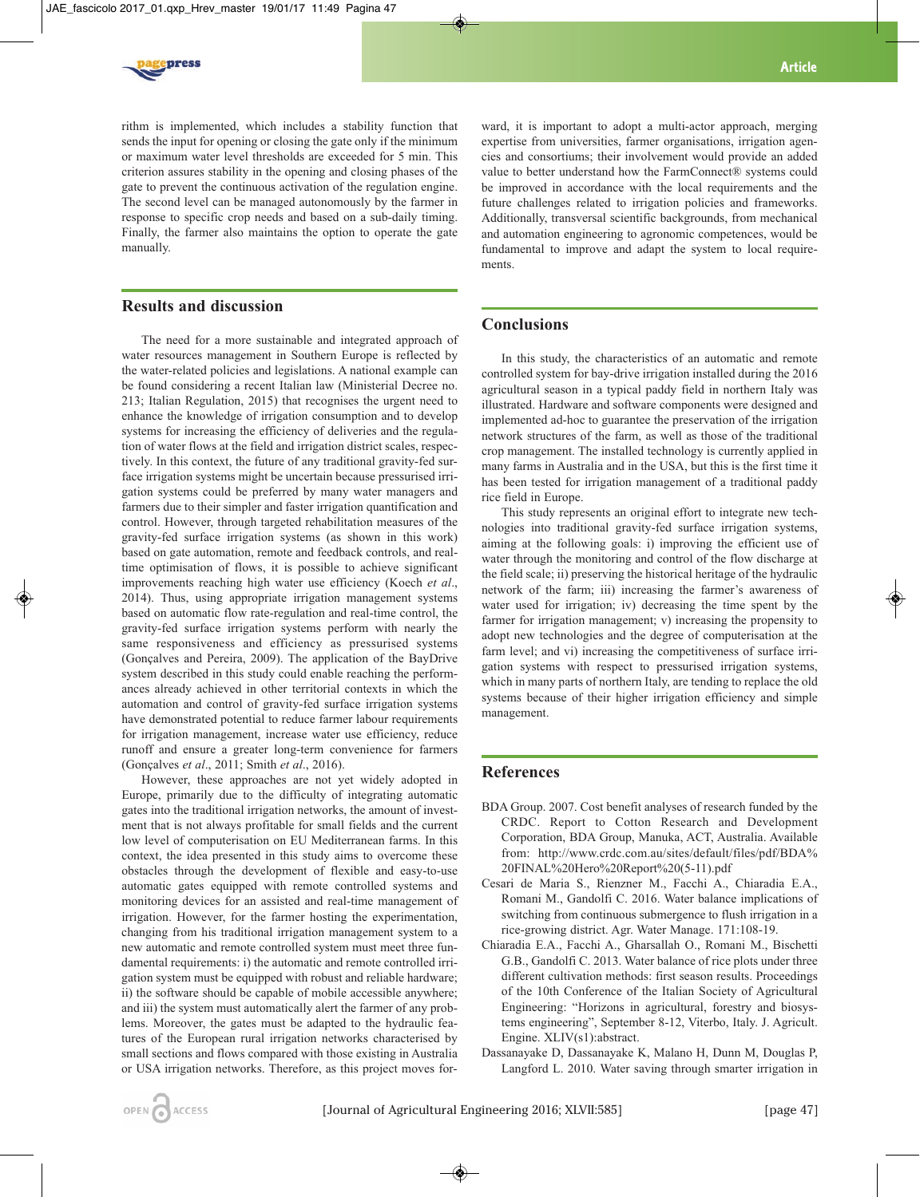rithm is implemented, which includes a stability function that sends the input for opening or closing the gate only if the minimum or maximum water level thresholds are exceeded for 5 min. This criterion assures stability in the opening and closing phases of the gate to prevent the continuous activation of the regulation engine. The second level can be managed autonomously by the farmer in response to specific crop needs and based on a sub-daily timing. Finally, the farmer also maintains the option to operate the gate manually.

## Results and discussion

The need for a more sustainable and integrated approach of water resources management in Southern Europe is reflected by the water-related policies and legislations. A national example can be found considering a recent Italian law (Ministerial Decree no. 213; Italian Regulation, 2015) that recognises the urgent need to enhance the knowledge of irrigation consumption and to develop systems for increasing the efficiency of deliveries and the regulation of water flows at the field and irrigation district scales, respectively. In this context, the future of any traditional gravity-fed surface irrigation systems might be uncertain because pressurised irrigation systems could be preferred by many water managers and farmers due to their simpler and faster irrigation quantification and control. However, through targeted rehabilitation measures of the gravity-fed surface irrigation systems (as shown in this work) based on gate automation, remote and feedback controls, and real-time optimisation of flows, it is possible to achieve significant improvements reaching high water use efficiency (Koech *et al*., 2014). Thus, using appropriate irrigation management systems based on automatic flow rate-regulation and real-time control, the gravity-fed surface irrigation systems perform with nearly the same responsiveness and efficiency as pressurised systems (Gonçalves and Pereira, 2009). The application of the BayDrive system described in this study could enable reaching the performances already achieved in other territorial contexts in which the automation and control of gravity-fed surface irrigation systems have demonstrated potential to reduce farmer labour requirements for irrigation management, increase water use efficiency, reduce runoff and ensure a greater long-term convenience for farmers (Gonçalves *et al*., 2011; Smith *et al*., 2016).

However, these approaches are not yet widely adopted in Europe, primarily due to the difficulty of integrating automatic gates into the traditional irrigation networks, the amount of investment that is not always profitable for small fields and the current low level of computerisation on EU Mediterranean farms. In this context, the idea presented in this study aims to overcome these obstacles through the development of flexible and easy-to-use automatic gates equipped with remote controlled systems and monitoring devices for an assisted and real-time management of irrigation. However, for the farmer hosting the experimentation, changing from his traditional irrigation management system to a new automatic and remote controlled system must meet three fundamental requirements: i) the automatic and remote controlled irrigation system must be equipped with robust and reliable hardware; ii) the software should be capable of mobile accessible anywhere; and iii) the system must automatically alert the farmer of any problems. Moreover, the gates must be adapted to the hydraulic features of the European rural irrigation networks characterised by small sections and flows compared with those existing in Australia or USA irrigation networks. Therefore, as this project moves forward, it is important to adopt a multi-actor approach, merging expertise from universities, farmer organisations, irrigation agencies and consortiums; their involvement would provide an added value to better understand how the FarmConnect® systems could be improved in accordance with the local requirements and the future challenges related to irrigation policies and frameworks. Additionally, transversal scientific backgrounds, from mechanical and automation engineering to agronomic competences, would be fundamental to improve and adapt the system to local requirements.

## Conclusions

In this study, the characteristics of an automatic and remote controlled system for bay-drive irrigation installed during the 2016 agricultural season in a typical paddy field in northern Italy was illustrated. Hardware and software components were designed and implemented ad-hoc to guarantee the preservation of the irrigation network structures of the farm, as well as those of the traditional crop management. The installed technology is currently applied in many farms in Australia and in the USA, but this is the first time it has been tested for irrigation management of a traditional paddy rice field in Europe.

This study represents an original effort to integrate new technologies into traditional gravity-fed surface irrigation systems, aiming at the following goals: i) improving the efficient use of water through the monitoring and control of the flow discharge at the field scale; ii) preserving the historical heritage of the hydraulic network of the farm; iii) increasing the farmer's awareness of water used for irrigation; iv) decreasing the time spent by the farmer for irrigation management; v) increasing the propensity to adopt new technologies and the degree of computerisation at the farm level; and vi) increasing the competitiveness of surface irrigation systems with respect to pressurised irrigation systems, which in many parts of northern Italy, are tending to replace the old systems because of their higher irrigation efficiency and simple management.

## References

BDA Group. 2007. Cost benefit analyses of research funded by the CRDC. Report to Cotton Research and Development Corporation, BDA Group, Manuka, ACT, Australia. Available from: http://www.crdc.com.au/sites/default/files/pdf/BDA%20FINAL%20Hero%20Report%20(5-11).pdf

Cesari de Maria S., Rienzner M., Facchi A., Chiaradia E.A., Romani M., Gandolfi C. 2016. Water balance implications of switching from continuous submergence to flush irrigation in a rice-growing district. Agr. Water Manage. 171:108-19.

Chiaradia E.A., Facchi A., Gharsallah O., Romani M., Bischetti G.B., Gandolfi C. 2013. Water balance of rice plots under three different cultivation methods: first season results. Proceedings of the 10th Conference of the Italian Society of Agricultural Engineering: "Horizons in agricultural, forestry and biosystems engineering", September 8-12, Viterbo, Italy. J. Agricult. Engine. XLIV(s1):abstract.

Dassanayake D, Dassanayake K, Malano H, Dunn M, Douglas P, Langford L. 2010. Water saving through smarter irrigation in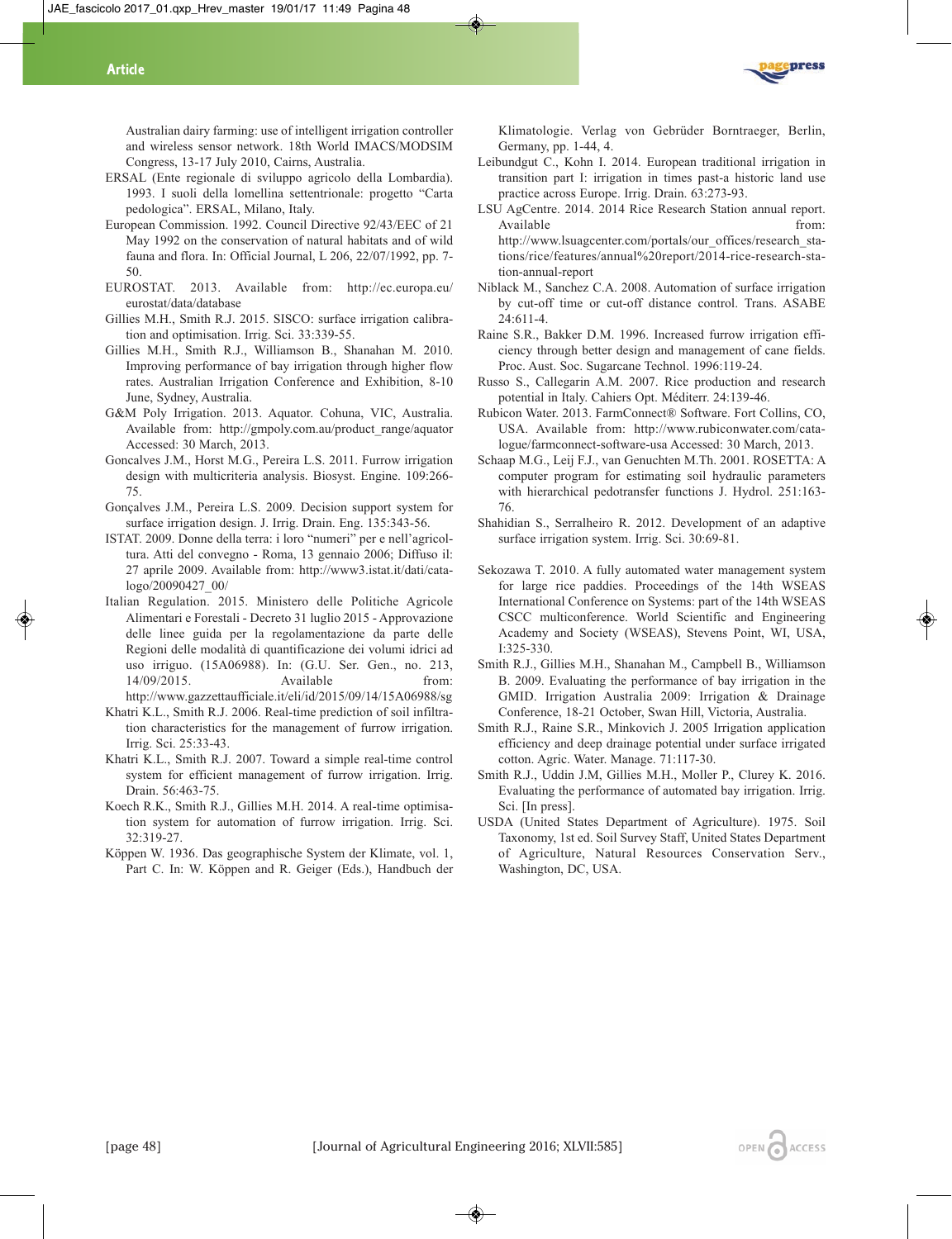Australian dairy farming: use of intelligent irrigation controller and wireless sensor network. 18th World IMACS/MODSIM Congress, 13-17 July 2010, Cairns, Australia.

ERSAL (Ente regionale di sviluppo agricolo della Lombardia). 1993. I suoli della lomellina settentrionale: progetto "Carta pedologica". ERSAL, Milano, Italy.

European Commission. 1992. Council Directive 92/43/EEC of 21 May 1992 on the conservation of natural habitats and of wild fauna and flora. In: Official Journal, L 206, 22/07/1992, pp. 7-50.

EUROSTAT. 2013. Available from: http://ec.europa.eu/eurostat/data/database

Gillies M.H., Smith R.J. 2015. SISCO: surface irrigation calibration and optimisation. Irrig. Sci. 33:339-55.

Gillies M.H., Smith R.J., Williamson B., Shanahan M. 2010. Improving performance of bay irrigation through higher flow rates. Australian Irrigation Conference and Exhibition, 8-10 June, Sydney, Australia.

G&M Poly Irrigation. 2013. Aquator. Cohuna, VIC, Australia. Available from: http://gmpoly.com.au/product_range/aquator Accessed: 30 March, 2013.

Goncalves J.M., Horst M.G., Pereira L.S. 2011. Furrow irrigation design with multicriteria analysis. Biosyst. Engine. 109:266-75.

Gonçalves J.M., Pereira L.S. 2009. Decision support system for surface irrigation design. J. Irrig. Drain. Eng. 135:343-56.

ISTAT. 2009. Donne della terra: i loro "numeri" per e nell'agricoltura. Atti del convegno - Roma, 13 gennaio 2006; Diffuso il: 27 aprile 2009. Available from: http://www3.istat.it/dati/catalogo/20090427_00/

Italian Regulation. 2015. Ministero delle Politiche Agricole Alimentari e Forestali - Decreto 31 luglio 2015 - Approvazione delle linee guida per la regolamentazione da parte delle Regioni delle modalità di quantificazione dei volumi idrici ad uso irriguo. (15A06988). In: (G.U. Ser. Gen., no. 213, 14/09/2015. Available from: http://www.gazzettaufficiale.it/eli/id/2015/09/14/15A06988/sg

Khatri K.L., Smith R.J. 2006. Real-time prediction of soil infiltration characteristics for the management of furrow irrigation. Irrig. Sci. 25:33-43.

Khatri K.L., Smith R.J. 2007. Toward a simple real-time control system for efficient management of furrow irrigation. Irrig. Drain. 56:463-75.

Koech R.K., Smith R.J., Gillies M.H. 2014. A real-time optimisation system for automation of furrow irrigation. Irrig. Sci. 32:319-27.

Köppen W. 1936. Das geographische System der Klimate, vol. 1, Part C. In: W. Köppen and R. Geiger (Eds.), Handbuch der Klimatologie. Verlag von Gebrüder Borntraeger, Berlin, Germany, pp. 1-44, 4.

Leibundgut C., Kohn I. 2014. European traditional irrigation in transition part I: irrigation in times past-a historic land use practice across Europe. Irrig. Drain. 63:273-93.

LSU AgCentre. 2014. 2014 Rice Research Station annual report. Available from: http://www.lsuagcenter.com/portals/our_offices/research_stations/rice/features/annual%20report/2014-rice-research-station-annual-report

Niblack M., Sanchez C.A. 2008. Automation of surface irrigation by cut-off time or cut-off distance control. Trans. ASABE 24:611-4.

Raine S.R., Bakker D.M. 1996. Increased furrow irrigation efficiency through better design and management of cane fields. Proc. Aust. Soc. Sugarcane Technol. 1996:119-24.

Russo S., Callegarin A.M. 2007. Rice production and research potential in Italy. Cahiers Opt. Méditerr. 24:139-46.

Rubicon Water. 2013. FarmConnect® Software. Fort Collins, CO, USA. Available from: http://www.rubiconwater.com/catalogue/farmconnect-software-usa Accessed: 30 March, 2013.

Schaap M.G., Leij F.J., van Genuchten M.Th. 2001. ROSETTA: A computer program for estimating soil hydraulic parameters with hierarchical pedotransfer functions J. Hydrol. 251:163-76.

Shahidian S., Serralheiro R. 2012. Development of an adaptive surface irrigation system. Irrig. Sci. 30:69-81.

Sekozawa T. 2010. A fully automated water management system for large rice paddies. Proceedings of the 14th WSEAS International Conference on Systems: part of the 14th WSEAS CSCC multiconference. World Scientific and Engineering Academy and Society (WSEAS), Stevens Point, WI, USA, I:325-330.

Smith R.J., Gillies M.H., Shanahan M., Campbell B., Williamson B. 2009. Evaluating the performance of bay irrigation in the GMID. Irrigation Australia 2009: Irrigation & Drainage Conference, 18-21 October, Swan Hill, Victoria, Australia.

Smith R.J., Raine S.R., Minkovich J. 2005 Irrigation application efficiency and deep drainage potential under surface irrigated cotton. Agric. Water. Manage. 71:117-30.

Smith R.J., Uddin J.M, Gillies M.H., Moller P., Clurey K. 2016. Evaluating the performance of automated bay irrigation. Irrig. Sci. [In press].

USDA (United States Department of Agriculture). 1975. Soil Taxonomy, 1st ed. Soil Survey Staff, United States Department of Agriculture, Natural Resources Conservation Serv., Washington, DC, USA.